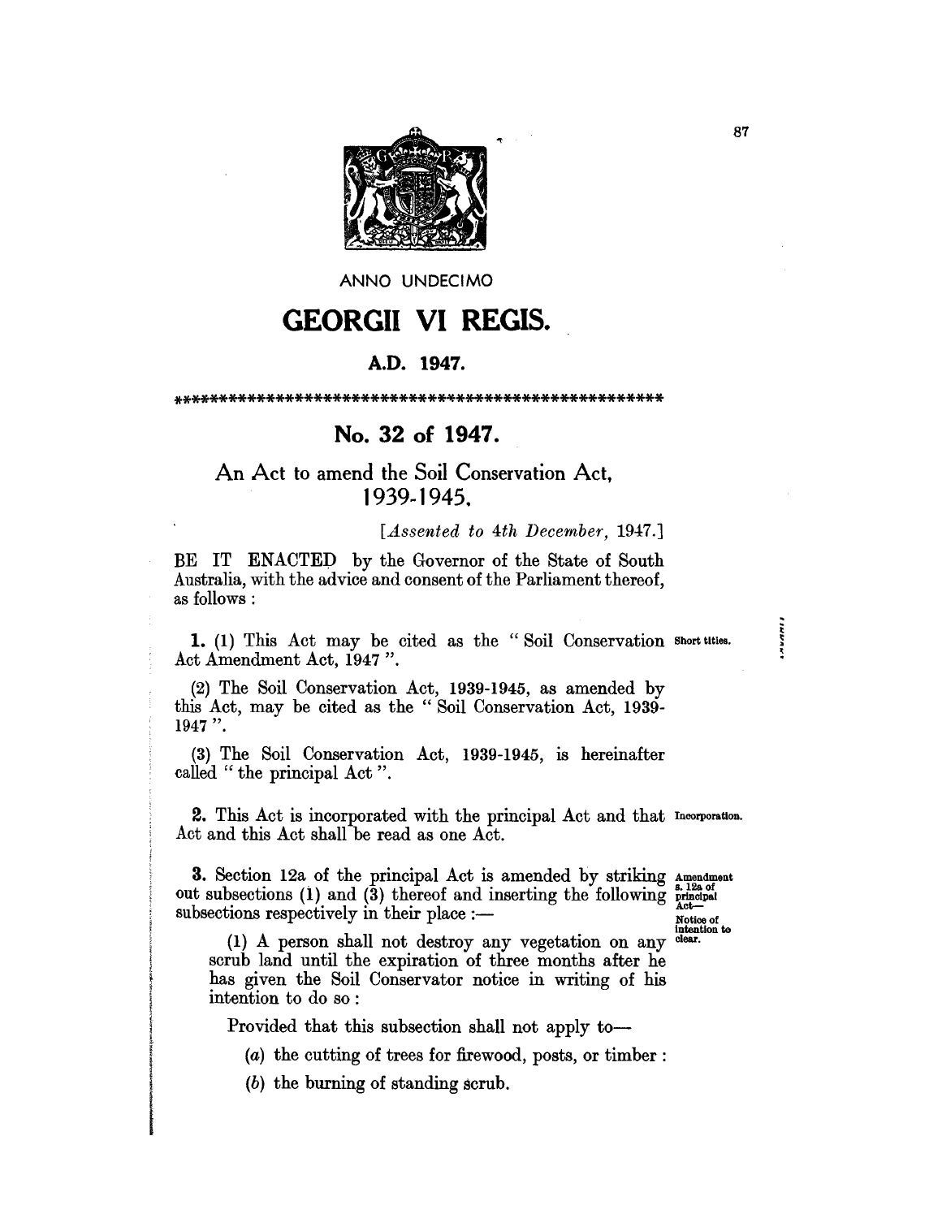ANNO UNDECIMO

# GEORGII VI REGIS.

## A.D. 1947.

**************************************************

## No. 32 of 1947.

### An Act to amend the Soil Conservation Act, 1939-1945.

*[Assented to 4th December, 1947.]*

BE IT ENACTED by the Governor of the State of South Australia, with the advice and consent of the Parliament thereof, as follows:

**1.** (1) This Act may be cited as the "Soil Conservation Act Amendment Act, 1947". *Short titles.*

(2) The Soil Conservation Act, 1939-1945, as amended by this Act, may be cited as the "Soil Conservation Act, 1939-1947".

(3) The Soil Conservation Act, 1939-1945, is hereinafter called "the principal Act".

**2.** This Act is incorporated with the principal Act and that Act and this Act shall be read as one Act. *Incorporation.*

**3.** Section 12a of the principal Act is amended by striking out subsections (1) and (3) thereof and inserting the following subsections respectively in their place:— *Amendment s. 12a of principal Act— Notice of intention to clear.*

(1) A person shall not destroy any vegetation on any scrub land until the expiration of three months after he has given the Soil Conservator notice in writing of his intention to do so:

Provided that this subsection shall not apply to—

(*a*) the cutting of trees for firewood, posts, or timber:

(*b*) the burning of standing scrub.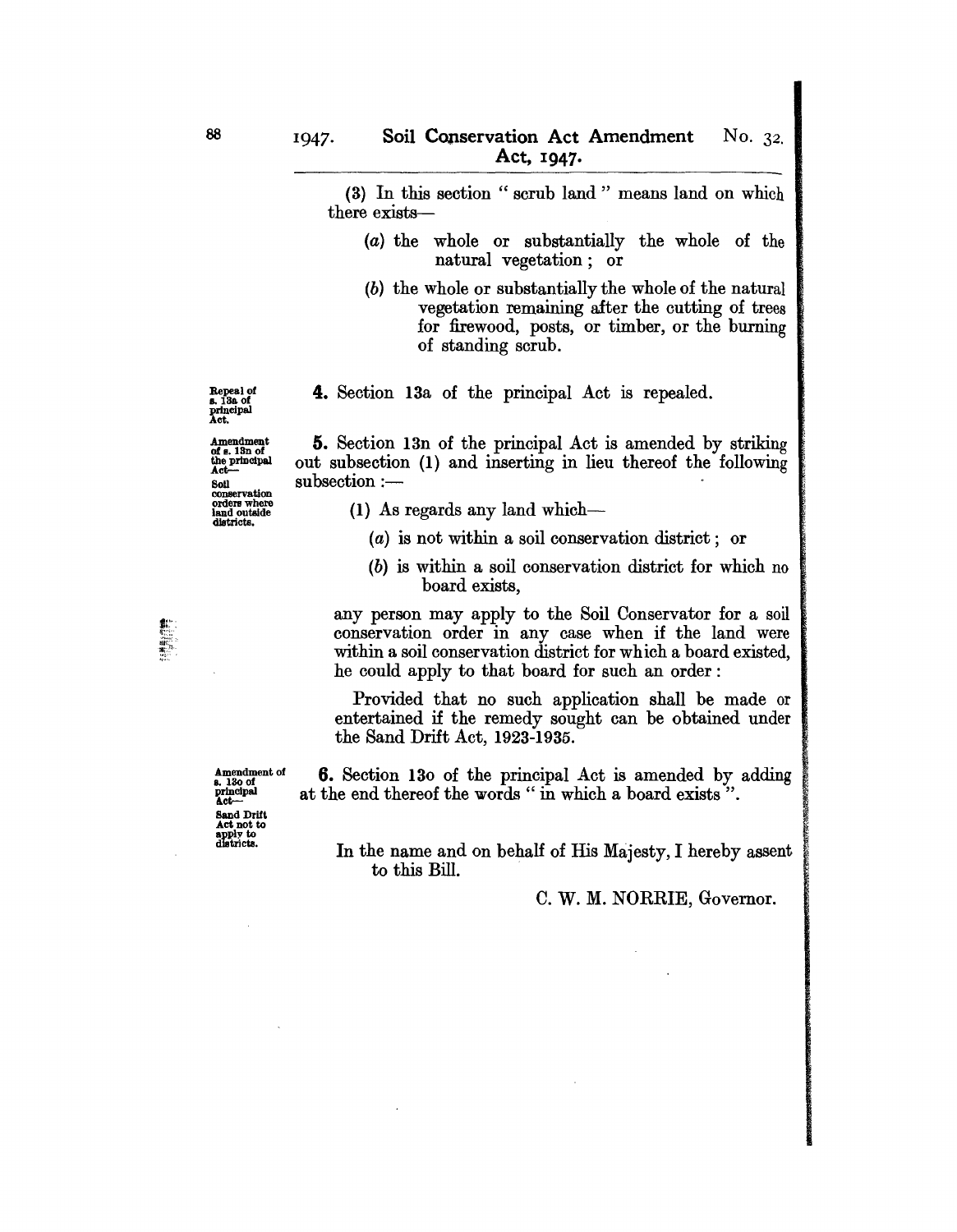(3) In this section " scrub land " means land on which there exists—

(a) the whole or substantially the whole of the natural vegetation; or

(b) the whole or substantially the whole of the natural vegetation remaining after the cutting of trees for firewood, posts, or timber, or the burning of standing scrub.

Repeal of s. 13a of principal Act.

**4.** Section 13a of the principal Act is repealed.

Amendment of s. 13n of the principal Act— Soil conservation orders where land outside districts.

**5.** Section 13n of the principal Act is amended by striking out subsection (1) and inserting in lieu thereof the following subsection :—

(1) As regards any land which—

(a) is not within a soil conservation district; or

(b) is within a soil conservation district for which no board exists,

any person may apply to the Soil Conservator for a soil conservation order in any case when if the land were within a soil conservation district for which a board existed, he could apply to that board for such an order:

Provided that no such application shall be made or entertained if the remedy sought can be obtained under the Sand Drift Act, 1923-1935.

Amendment of s. 13o of principal Act— Sand Drift Act not to apply to districts.

**6.** Section 13o of the principal Act is amended by adding at the end thereof the words " in which a board exists ".

In the name and on behalf of His Majesty, I hereby assent to this Bill.

C. W. M. NORRIE, Governor.